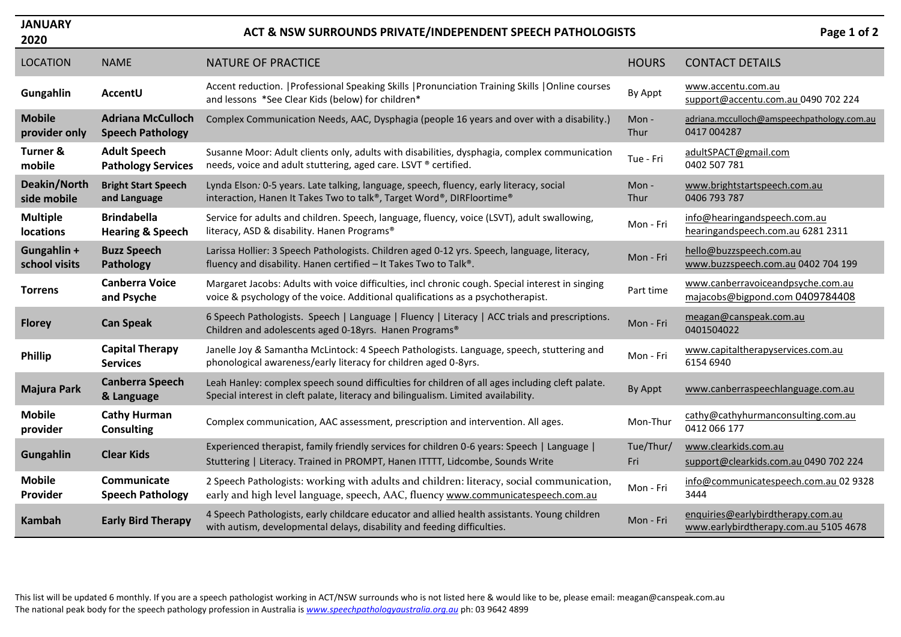# ACT & NSW SURROUNDS PRIVATE/INDEPENDENT SPEECH PATHOLOGISTS

**JANUARY 2020**

| LOCATION | NAME | NATURE OF PRACTICE | HOURS | CONTACT DETAILS |
|---|---|---|---|---|
| **Gungahlin** | **AccentU** | Accent reduction. \|Professional Speaking Skills \|Pronunciation Training Skills \|Online courses and lessons *See Clear Kids (below) for children* | By Appt | www.accentu.com.au support@accentu.com.au 0490 702 224 |
| **Mobile provider only** | **Adriana McCulloch Speech Pathology** | Complex Communication Needs, AAC, Dysphagia (people 16 years and over with a disability.) | Mon - Thur | adriana.mcculloch@amspeechpathology.com.au 0417 004287 |
| **Turner & mobile** | **Adult Speech Pathology Services** | Susanne Moor: Adult clients only, adults with disabilities, dysphagia, complex communication needs, voice and adult stuttering, aged care. LSVT ® certified. | Tue - Fri | adultSPACT@gmail.com 0402 507 781 |
| **Deakin/North side mobile** | **Bright Start Speech and Language** | Lynda Elson: 0-5 years. Late talking, language, speech, fluency, early literacy, social interaction, Hanen It Takes Two to talk®, Target Word®, DIRFloortime® | Mon - Thur | www.brightstartspeech.com.au 0406 793 787 |
| **Multiple locations** | **Brindabella Hearing & Speech** | Service for adults and children. Speech, language, fluency, voice (LSVT), adult swallowing, literacy, ASD & disability. Hanen Programs® | Mon - Fri | info@hearingandspeech.com.au hearingandspeech.com.au 6281 2311 |
| **Gungahlin + school visits** | **Buzz Speech Pathology** | Larissa Hollier: 3 Speech Pathologists. Children aged 0-12 yrs. Speech, language, literacy, fluency and disability. Hanen certified – It Takes Two to Talk®. | Mon - Fri | hello@buzzspeech.com.au www.buzzspeech.com.au 0402 704 199 |
| **Torrens** | **Canberra Voice and Psyche** | Margaret Jacobs: Adults with voice difficulties, incl chronic cough. Special interest in singing voice & psychology of the voice. Additional qualifications as a psychotherapist. | Part time | www.canberravoiceandpsyche.com.au majacobs@bigpond.com 0409784408 |
| **Florey** | **Can Speak** | 6 Speech Pathologists. Speech \| Language \| Fluency \| Literacy \| ACC trials and prescriptions. Children and adolescents aged 0-18yrs. Hanen Programs® | Mon - Fri | meagan@canspeak.com.au 0401504022 |
| **Phillip** | **Capital Therapy Services** | Janelle Joy & Samantha McLintock: 4 Speech Pathologists. Language, speech, stuttering and phonological awareness/early literacy for children aged 0-8yrs. | Mon - Fri | www.capitaltherapyservices.com.au 6154 6940 |
| **Majura Park** | **Canberra Speech & Language** | Leah Hanley: complex speech sound difficulties for children of all ages including cleft palate. Special interest in cleft palate, literacy and bilingualism. Limited availability. | By Appt | www.canberraspeechlanguage.com.au |
| **Mobile provider** | **Cathy Hurman Consulting** | Complex communication, AAC assessment, prescription and intervention. All ages. | Mon-Thur | cathy@cathyhurmanconsulting.com.au 0412 066 177 |
| **Gungahlin** | **Clear Kids** | Experienced therapist, family friendly services for children 0-6 years: Speech \| Language \| Stuttering \| Literacy. Trained in PROMPT, Hanen ITTTT, Lidcombe, Sounds Write | Tue/Thur/ Fri | www.clearkids.com.au support@clearkids.com.au 0490 702 224 |
| **Mobile Provider** | **Communicate Speech Pathology** | 2 Speech Pathologists: working with adults and children: literacy, social communication, early and high level language, speech, AAC, fluency www.communicatespeech.com.au | Mon - Fri | info@communicatespeech.com.au 02 9328 3444 |
| **Kambah** | **Early Bird Therapy** | 4 Speech Pathologists, early childcare educator and allied health assistants. Young children with autism, developmental delays, disability and feeding difficulties. | Mon - Fri | enquiries@earlybirdtherapy.com.au www.earlybirdtherapy.com.au 5105 4678 |

This list will be updated 6 monthly. If you are a speech pathologist working in ACT/NSW surrounds who is not listed here & would like to be, please email: meagan@canspeak.com.au
The national peak body for the speech pathology profession in Australia is *www.speechpathologyaustralia.org.au* ph: 03 9642 4899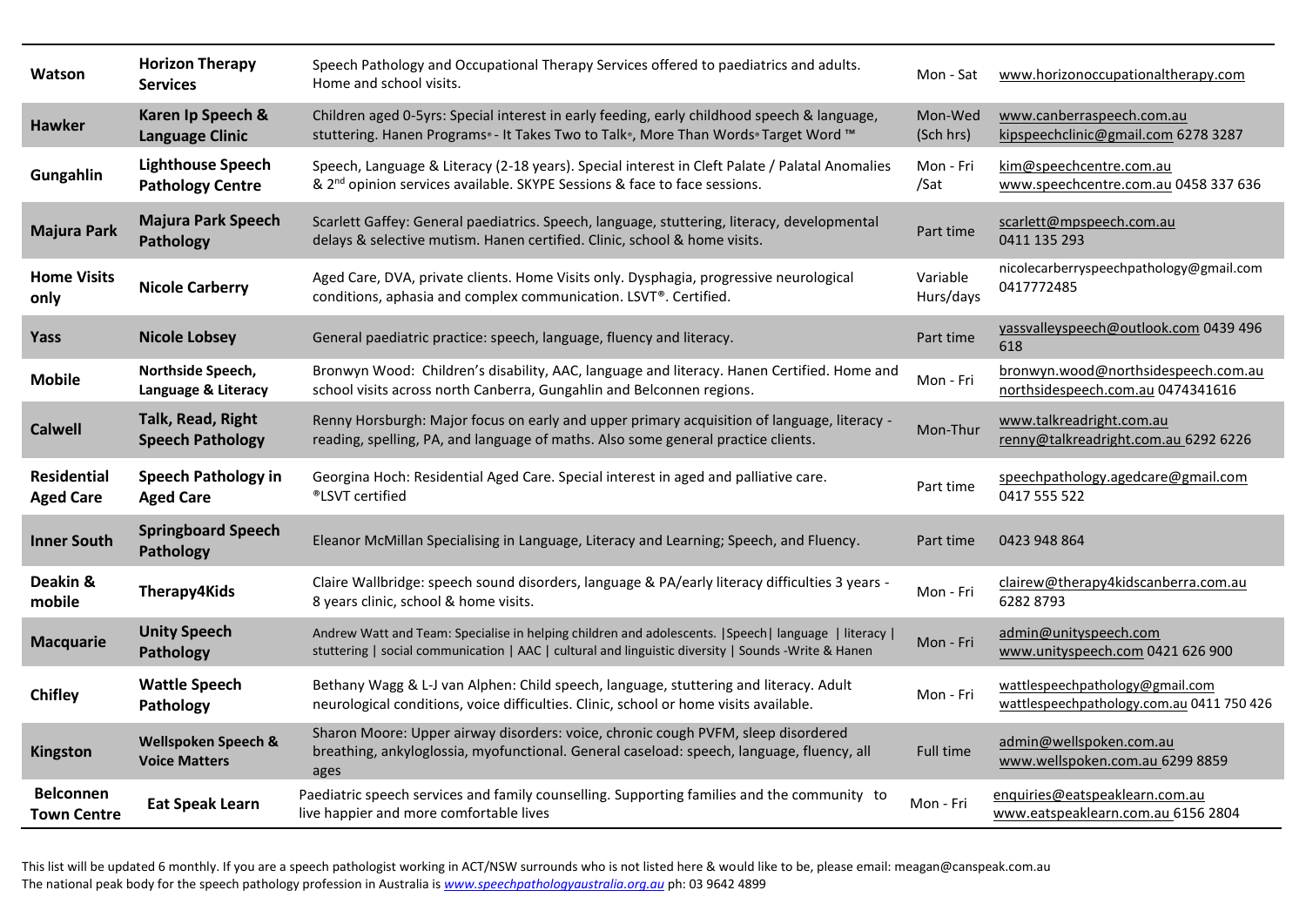| | | | | |
|---|---|---|---|---|
| **Watson** | **Horizon Therapy Services** | Speech Pathology and Occupational Therapy Services offered to paediatrics and adults. Home and school visits. | Mon - Sat | www.horizonoccupationaltherapy.com |
| **Hawker** | **Karen Ip Speech & Language Clinic** | Children aged 0-5yrs: Special interest in early feeding, early childhood speech & language, stuttering. Hanen Programs® - It Takes Two to Talk®, More Than Words® Target Word ™ | Mon-Wed (Sch hrs) | www.canberraspeech.com.au kipspeechclinic@gmail.com 6278 3287 |
| **Gungahlin** | **Lighthouse Speech Pathology Centre** | Speech, Language & Literacy (2-18 years). Special interest in Cleft Palate / Palatal Anomalies & 2nd opinion services available. SKYPE Sessions & face to face sessions. | Mon - Fri /Sat | kim@speechcentre.com.au www.speechcentre.com.au 0458 337 636 |
| **Majura Park** | **Majura Park Speech Pathology** | Scarlett Gaffey: General paediatrics. Speech, language, stuttering, literacy, developmental delays & selective mutism. Hanen certified. Clinic, school & home visits. | Part time | scarlett@mpspeech.com.au 0411 135 293 |
| **Home Visits only** | **Nicole Carberry** | Aged Care, DVA, private clients. Home Visits only. Dysphagia, progressive neurological conditions, aphasia and complex communication. LSVT®. Certified. | Variable Hurs/days | nicolecarberryspeechpathology@gmail.com 0417772485 |
| **Yass** | **Nicole Lobsey** | General paediatric practice: speech, language, fluency and literacy. | Part time | yassvalleyspeech@outlook.com 0439 496 618 |
| **Mobile** | **Northside Speech, Language & Literacy** | Bronwyn Wood: Children's disability, AAC, language and literacy. Hanen Certified. Home and school visits across north Canberra, Gungahlin and Belconnen regions. | Mon - Fri | bronwyn.wood@northsidespeech.com.au northsidespeech.com.au 0474341616 |
| **Calwell** | **Talk, Read, Right Speech Pathology** | Renny Horsburgh: Major focus on early and upper primary acquisition of language, literacy - reading, spelling, PA, and language of maths. Also some general practice clients. | Mon-Thur | www.talkreadright.com.au renny@talkreadright.com.au 6292 6226 |
| **Residential Aged Care** | **Speech Pathology in Aged Care** | Georgina Hoch: Residential Aged Care. Special interest in aged and palliative care. ®LSVT certified | Part time | speechpathology.agedcare@gmail.com 0417 555 522 |
| **Inner South** | **Springboard Speech Pathology** | Eleanor McMillan Specialising in Language, Literacy and Learning; Speech, and Fluency. | Part time | 0423 948 864 |
| **Deakin & mobile** | **Therapy4Kids** | Claire Wallbridge: speech sound disorders, language & PA/early literacy difficulties 3 years - 8 years clinic, school & home visits. | Mon - Fri | clairew@therapy4kidscanberra.com.au 6282 8793 |
| **Macquarie** | **Unity Speech Pathology** | Andrew Watt and Team: Specialise in helping children and adolescents. \|Speech\| language \| literacy \| stuttering \| social communication \| AAC \| cultural and linguistic diversity \| Sounds -Write & Hanen | Mon - Fri | admin@unityspeech.com www.unityspeech.com 0421 626 900 |
| **Chifley** | **Wattle Speech Pathology** | Bethany Wagg & L-J van Alphen: Child speech, language, stuttering and literacy. Adult neurological conditions, voice difficulties. Clinic, school or home visits available. | Mon - Fri | wattlespeechpathology@gmail.com wattlespeechpathology.com.au 0411 750 426 |
| **Kingston** | **Wellspoken Speech & Voice Matters** | Sharon Moore: Upper airway disorders: voice, chronic cough PVFM, sleep disordered breathing, ankyloglossia, myofunctional. General caseload: speech, language, fluency, all ages | Full time | admin@wellspoken.com.au www.wellspoken.com.au 6299 8859 |
| **Belconnen Town Centre** | **Eat Speak Learn** | Paediatric speech services and family counselling. Supporting families and the community to live happier and more comfortable lives | Mon - Fri | enquiries@eatspeaklearn.com.au www.eatspeaklearn.com.au 6156 2804 |

This list will be updated 6 monthly. If you are a speech pathologist working in ACT/NSW surrounds who is not listed here & would like to be, please email: meagan@canspeak.com.au
The national peak body for the speech pathology profession in Australia is *www.speechpathologyaustralia.org.au* ph: 03 9642 4899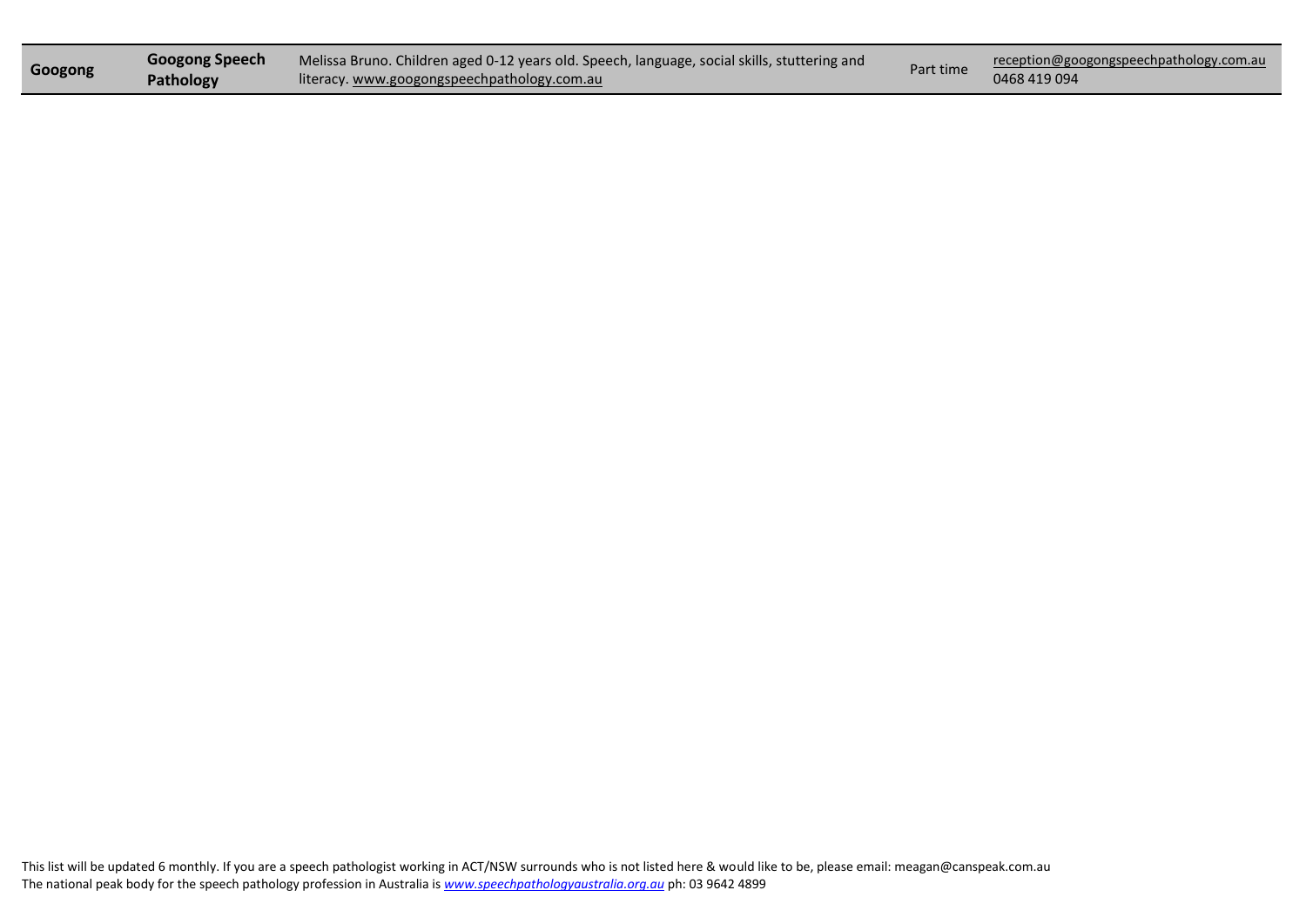| | | | | |
|---|---|---|---|---|
| **Googong** | **Googong Speech Pathology** | Melissa Bruno. Children aged 0-12 years old. Speech, language, social skills, stuttering and literacy. www.googongspeechpathology.com.au | Part time | reception@googongspeechpathology.com.au 0468 419 094 |

This list will be updated 6 monthly. If you are a speech pathologist working in ACT/NSW surrounds who is not listed here & would like to be, please email: meagan@canspeak.com.au
The national peak body for the speech pathology profession in Australia is *www.speechpathologyaustralia.org.au* ph: 03 9642 4899